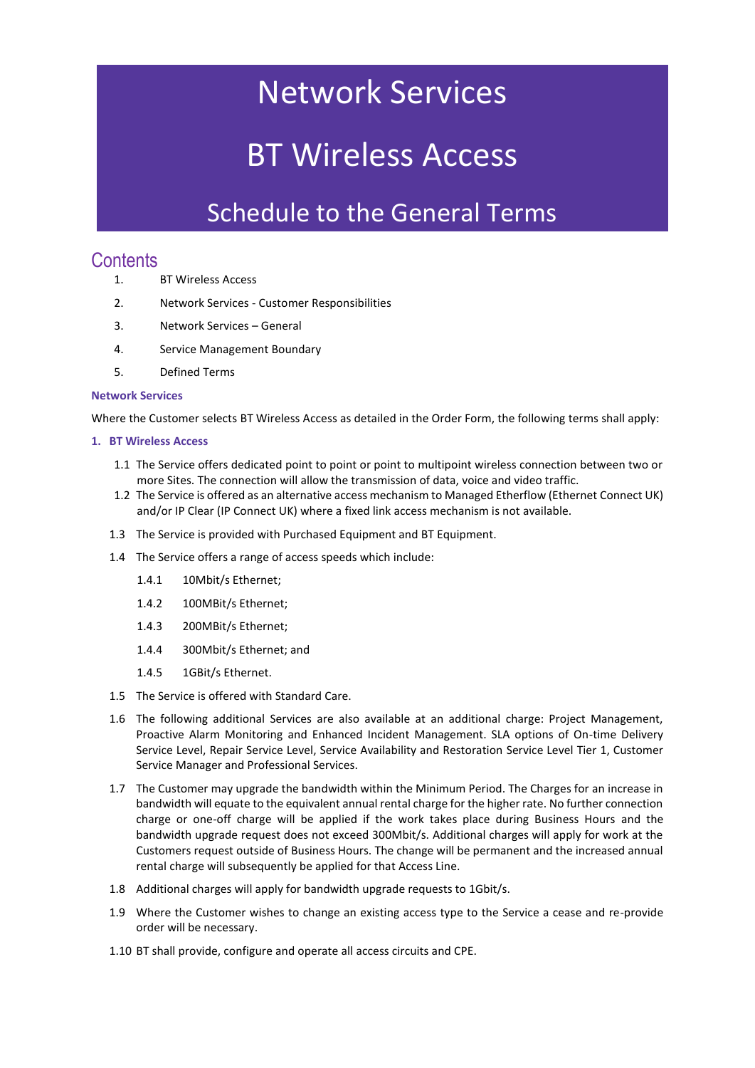# Network Services

# BT Wireless Access

## Schedule to the General Terms

## Contents

1. BT Wireless Access
2. Network Services - Customer Responsibilities
3. Network Services – General
4. Service Management Boundary
5. Defined Terms

**Network Services**

Where the Customer selects BT Wireless Access as detailed in the Order Form, the following terms shall apply:

### 1. BT Wireless Access

1.1 The Service offers dedicated point to point or point to multipoint wireless connection between two or more Sites. The connection will allow the transmission of data, voice and video traffic.

1.2 The Service is offered as an alternative access mechanism to Managed Etherflow (Ethernet Connect UK) and/or IP Clear (IP Connect UK) where a fixed link access mechanism is not available.

1.3 The Service is provided with Purchased Equipment and BT Equipment.

1.4 The Service offers a range of access speeds which include:

1.4.1 10Mbit/s Ethernet;

1.4.2 100MBit/s Ethernet;

1.4.3 200MBit/s Ethernet;

1.4.4 300Mbit/s Ethernet; and

1.4.5 1GBit/s Ethernet.

1.5 The Service is offered with Standard Care.

1.6 The following additional Services are also available at an additional charge: Project Management, Proactive Alarm Monitoring and Enhanced Incident Management. SLA options of On-time Delivery Service Level, Repair Service Level, Service Availability and Restoration Service Level Tier 1, Customer Service Manager and Professional Services.

1.7 The Customer may upgrade the bandwidth within the Minimum Period. The Charges for an increase in bandwidth will equate to the equivalent annual rental charge for the higher rate. No further connection charge or one-off charge will be applied if the work takes place during Business Hours and the bandwidth upgrade request does not exceed 300Mbit/s. Additional charges will apply for work at the Customers request outside of Business Hours. The change will be permanent and the increased annual rental charge will subsequently be applied for that Access Line.

1.8 Additional charges will apply for bandwidth upgrade requests to 1Gbit/s.

1.9 Where the Customer wishes to change an existing access type to the Service a cease and re-provide order will be necessary.

1.10 BT shall provide, configure and operate all access circuits and CPE.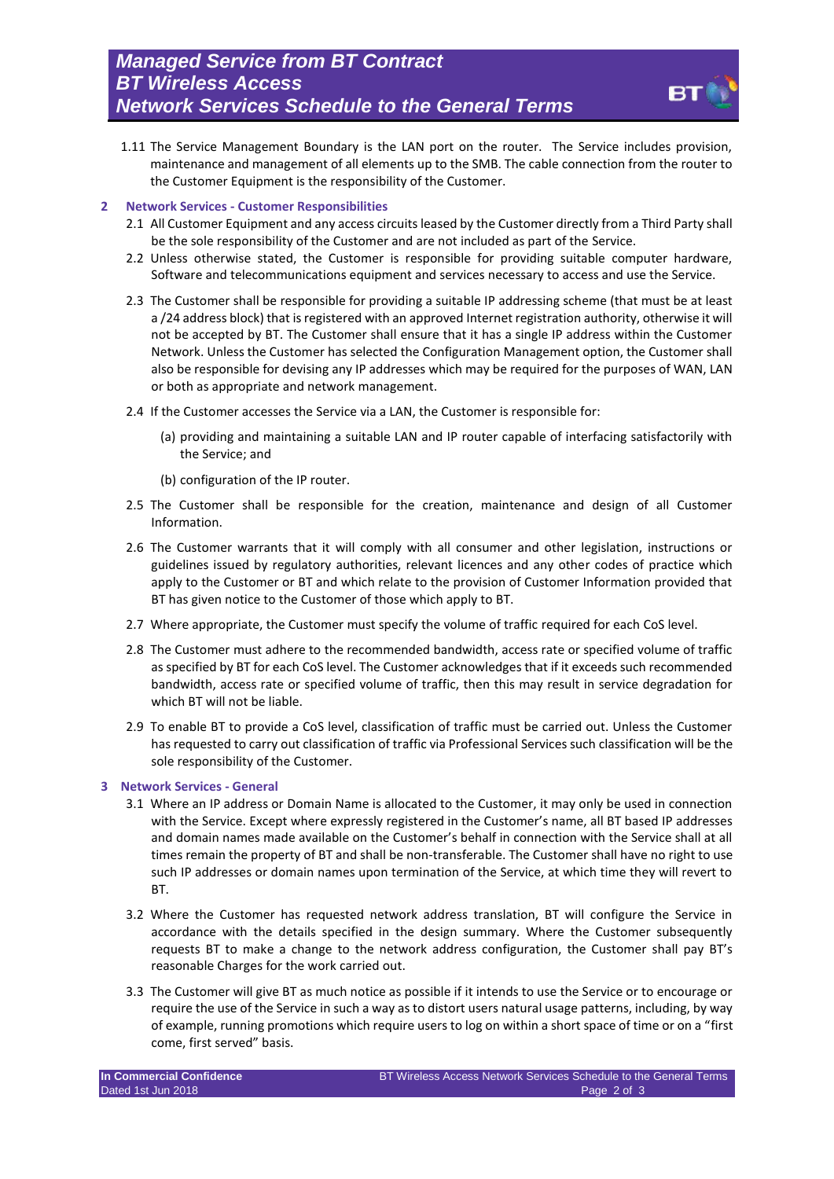1.11 The Service Management Boundary is the LAN port on the router. The Service includes provision, maintenance and management of all elements up to the SMB. The cable connection from the router to the Customer Equipment is the responsibility of the Customer.

## 2 Network Services - Customer Responsibilities

2.1 All Customer Equipment and any access circuits leased by the Customer directly from a Third Party shall be the sole responsibility of the Customer and are not included as part of the Service.

2.2 Unless otherwise stated, the Customer is responsible for providing suitable computer hardware, Software and telecommunications equipment and services necessary to access and use the Service.

2.3 The Customer shall be responsible for providing a suitable IP addressing scheme (that must be at least a /24 address block) that is registered with an approved Internet registration authority, otherwise it will not be accepted by BT. The Customer shall ensure that it has a single IP address within the Customer Network. Unless the Customer has selected the Configuration Management option, the Customer shall also be responsible for devising any IP addresses which may be required for the purposes of WAN, LAN or both as appropriate and network management.

2.4 If the Customer accesses the Service via a LAN, the Customer is responsible for:

(a) providing and maintaining a suitable LAN and IP router capable of interfacing satisfactorily with the Service; and

(b) configuration of the IP router.

2.5 The Customer shall be responsible for the creation, maintenance and design of all Customer Information.

2.6 The Customer warrants that it will comply with all consumer and other legislation, instructions or guidelines issued by regulatory authorities, relevant licences and any other codes of practice which apply to the Customer or BT and which relate to the provision of Customer Information provided that BT has given notice to the Customer of those which apply to BT.

2.7 Where appropriate, the Customer must specify the volume of traffic required for each CoS level.

2.8 The Customer must adhere to the recommended bandwidth, access rate or specified volume of traffic as specified by BT for each CoS level. The Customer acknowledges that if it exceeds such recommended bandwidth, access rate or specified volume of traffic, then this may result in service degradation for which BT will not be liable.

2.9 To enable BT to provide a CoS level, classification of traffic must be carried out. Unless the Customer has requested to carry out classification of traffic via Professional Services such classification will be the sole responsibility of the Customer.

## 3 Network Services - General

3.1 Where an IP address or Domain Name is allocated to the Customer, it may only be used in connection with the Service. Except where expressly registered in the Customer's name, all BT based IP addresses and domain names made available on the Customer's behalf in connection with the Service shall at all times remain the property of BT and shall be non-transferable. The Customer shall have no right to use such IP addresses or domain names upon termination of the Service, at which time they will revert to BT.

3.2 Where the Customer has requested network address translation, BT will configure the Service in accordance with the details specified in the design summary. Where the Customer subsequently requests BT to make a change to the network address configuration, the Customer shall pay BT's reasonable Charges for the work carried out.

3.3 The Customer will give BT as much notice as possible if it intends to use the Service or to encourage or require the use of the Service in such a way as to distort users natural usage patterns, including, by way of example, running promotions which require users to log on within a short space of time or on a "first come, first served" basis.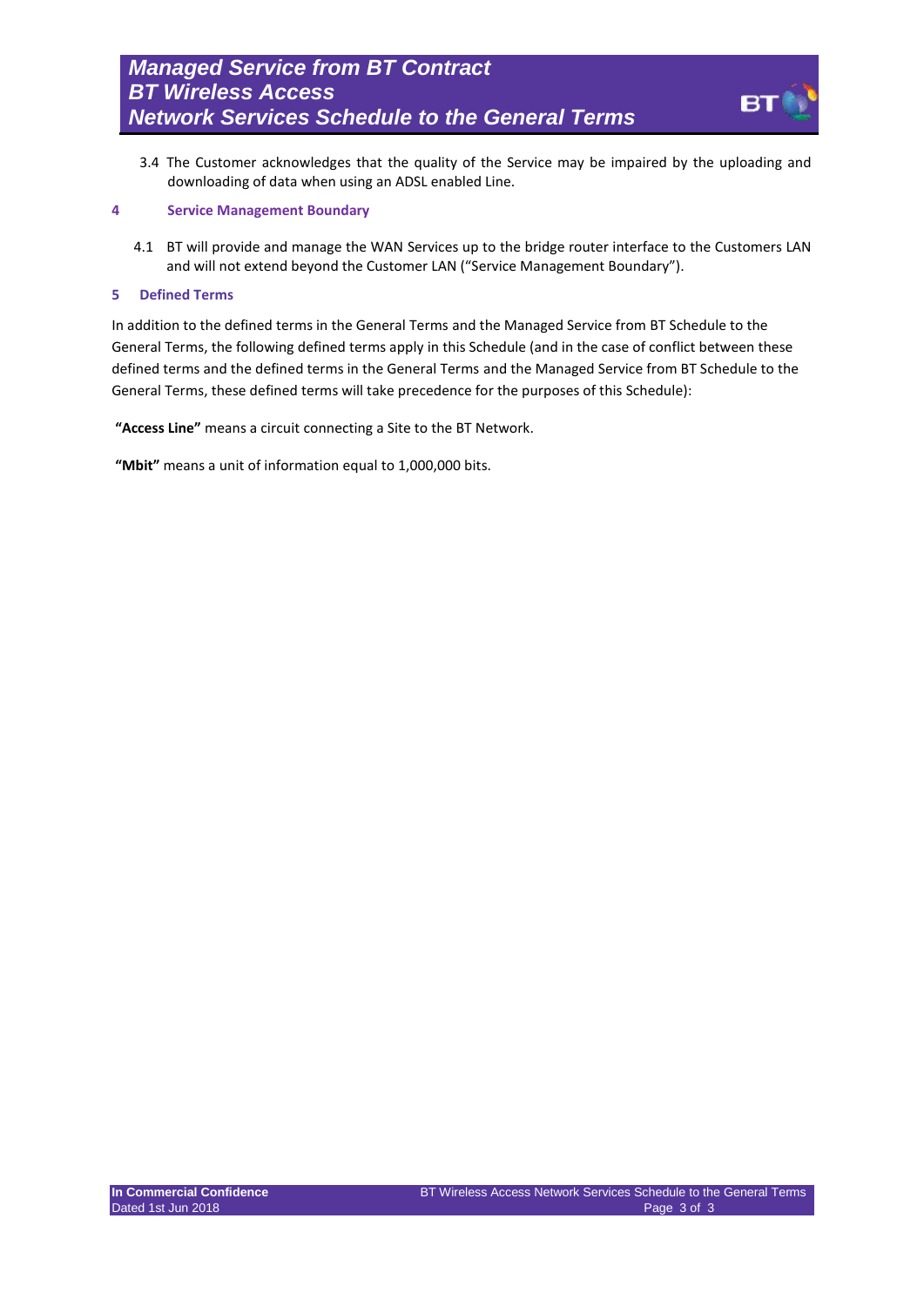3.4 The Customer acknowledges that the quality of the Service may be impaired by the uploading and downloading of data when using an ADSL enabled Line.

## 4 Service Management Boundary

4.1 BT will provide and manage the WAN Services up to the bridge router interface to the Customers LAN and will not extend beyond the Customer LAN ("Service Management Boundary").

## 5 Defined Terms

In addition to the defined terms in the General Terms and the Managed Service from BT Schedule to the General Terms, the following defined terms apply in this Schedule (and in the case of conflict between these defined terms and the defined terms in the General Terms and the Managed Service from BT Schedule to the General Terms, these defined terms will take precedence for the purposes of this Schedule):

**"Access Line"** means a circuit connecting a Site to the BT Network.

**"Mbit"** means a unit of information equal to 1,000,000 bits.